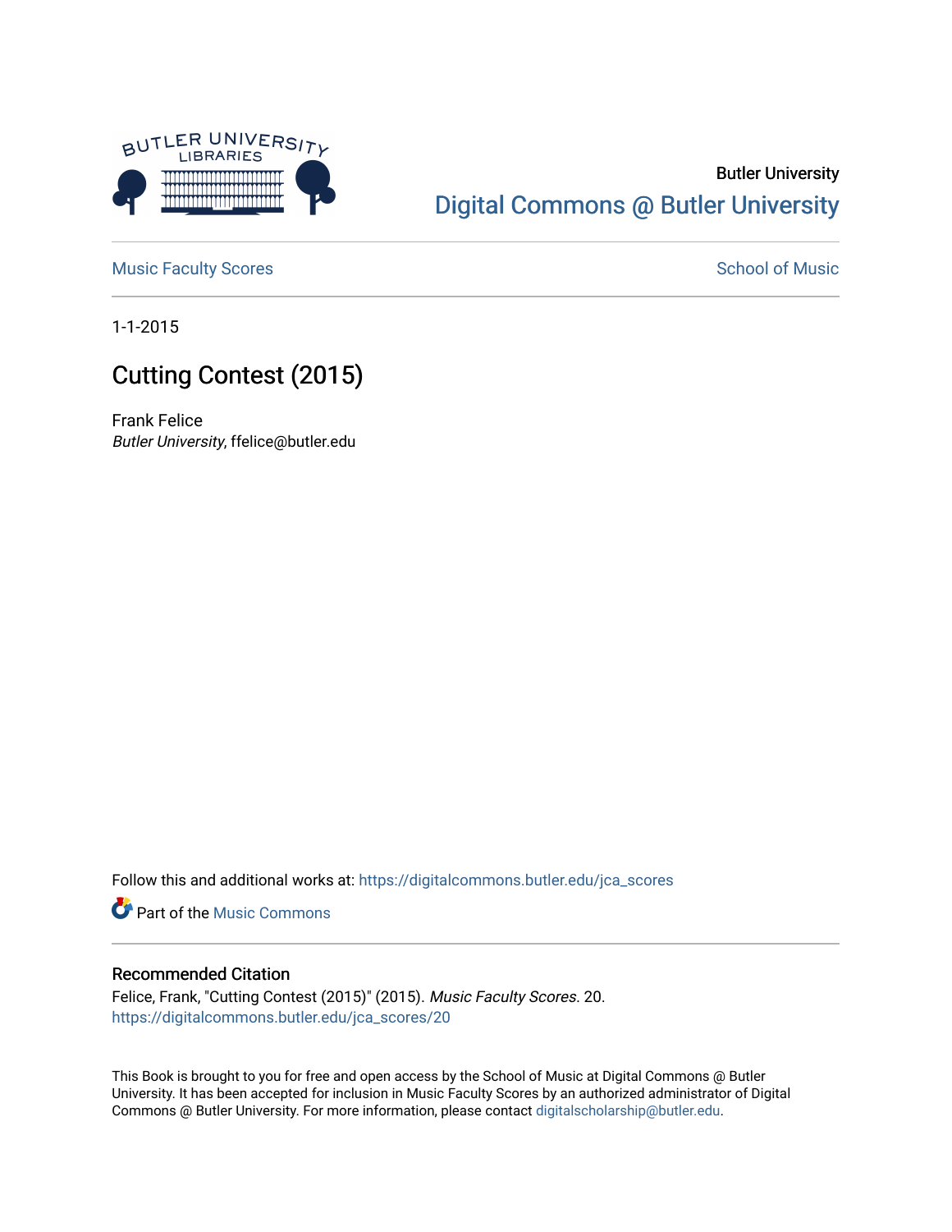Butler University

Digital Commons @ Butler University

Music Faculty Scores

School of Music

1-1-2015

# Cutting Contest (2015)

Frank Felice

*Butler University*, ffelice@butler.edu

Follow this and additional works at: https://digitalcommons.butler.edu/jca_scores

Part of the Music Commons

## Recommended Citation

Felice, Frank, "Cutting Contest (2015)" (2015). *Music Faculty Scores*. 20.
https://digitalcommons.butler.edu/jca_scores/20

This Book is brought to you for free and open access by the School of Music at Digital Commons @ Butler University. It has been accepted for inclusion in Music Faculty Scores by an authorized administrator of Digital Commons @ Butler University. For more information, please contact digitalscholarship@butler.edu.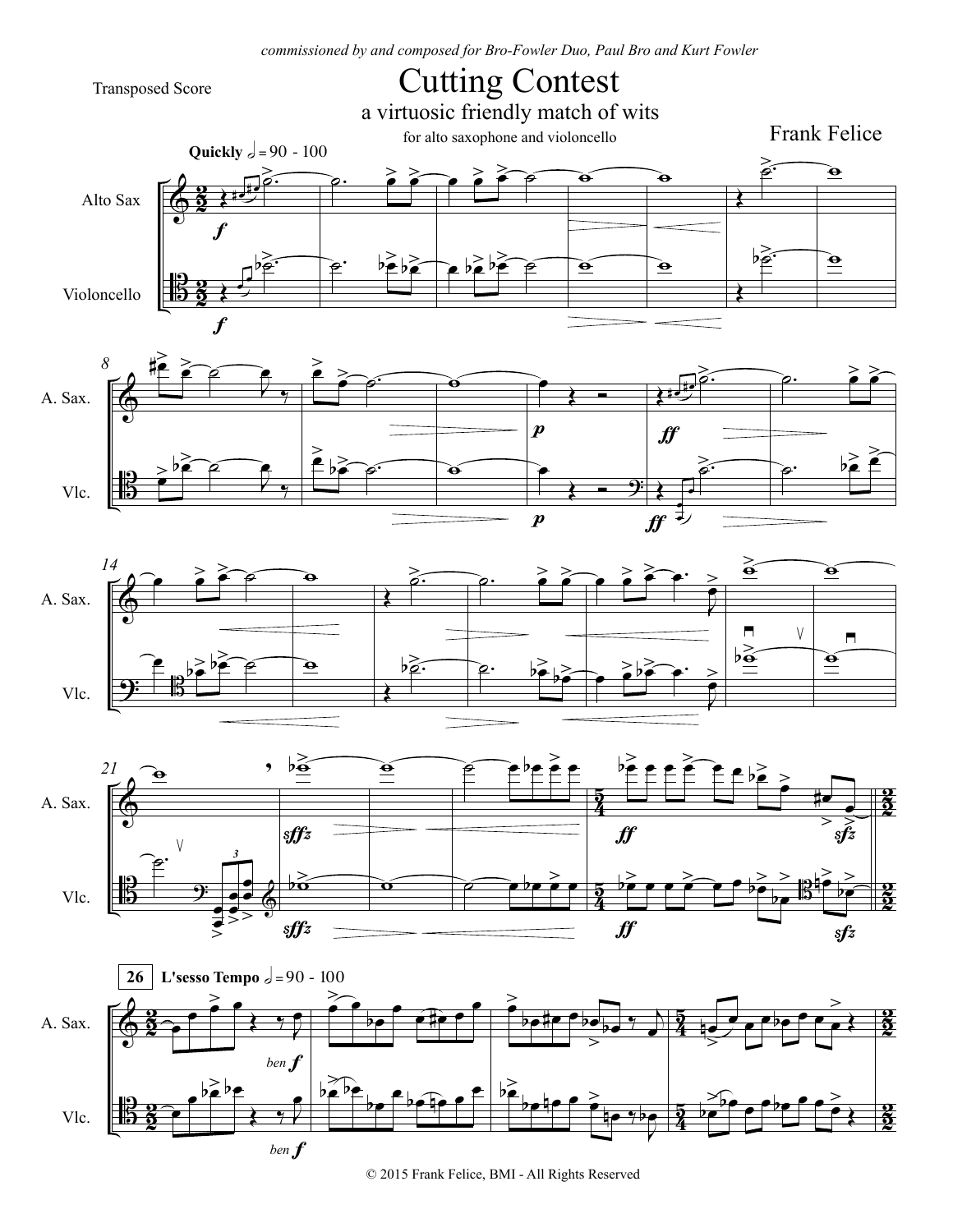*commissioned by and composed for Bro-Fowler Duo, Paul Bro and Kurt Fowler*

Transposed Score

# Cutting Contest

## a virtuosic friendly match of wits

for alto saxophone and violoncello

Frank Felice

**Quickly** 𝅗𝅥 = 90 - 100

Alto Sax

Violoncello

A. Sax.

Vlc.

**26** **L'sesso Tempo** 𝅗𝅥 = 90 - 100

*ben f*

© 2015 Frank Felice, BMI - All Rights Reserved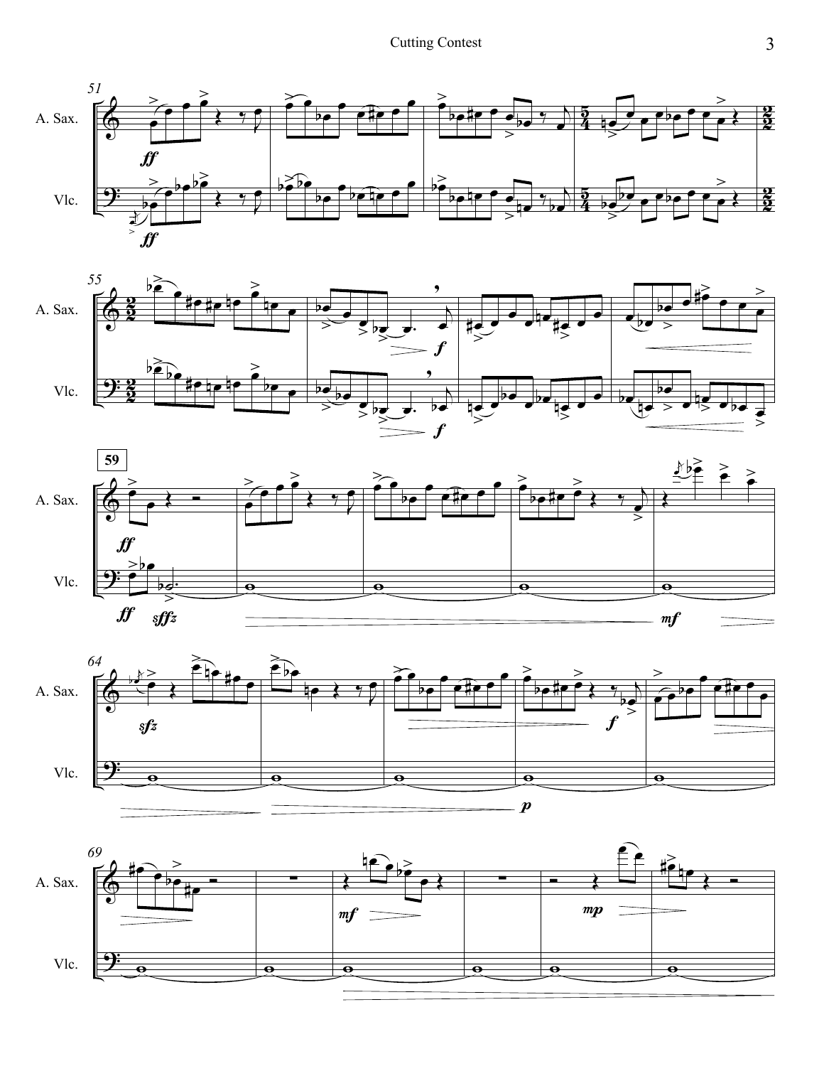A. Sax.

Vlc.

A. Sax.

Vlc.

59

A. Sax.

Vlc.

A. Sax.

Vlc.

A. Sax.

Vlc.